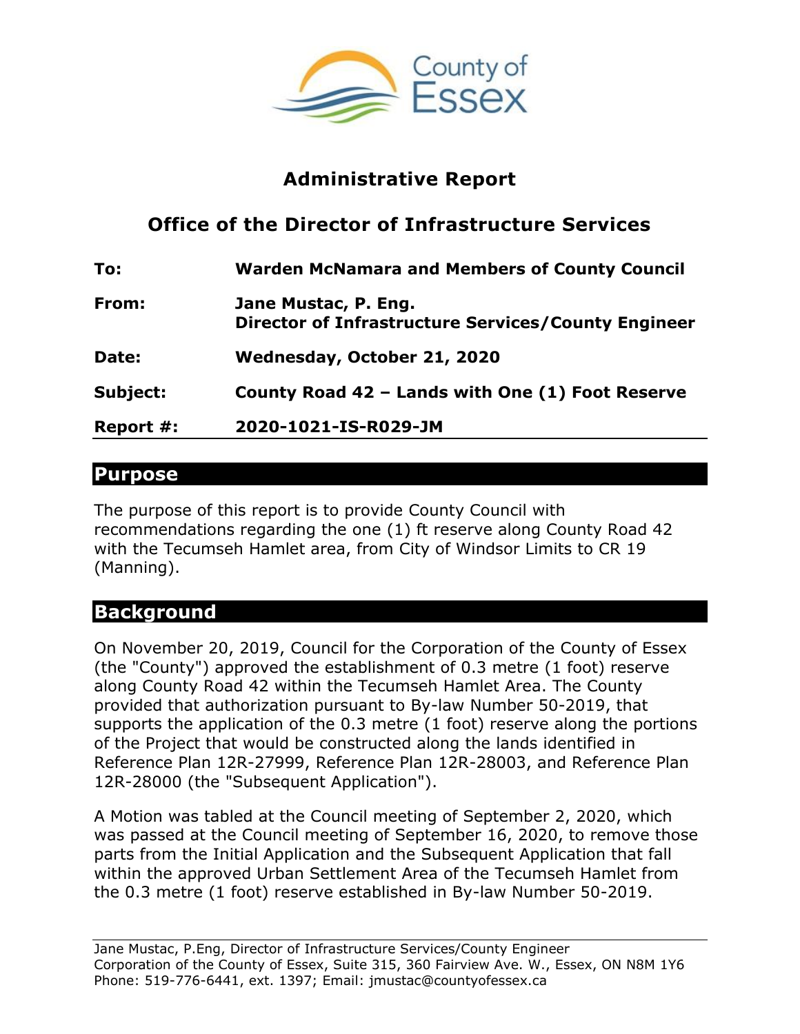# Administrative Report

## Office of the Director of Infrastructure Services

| | |
|---|---|
| **To:** | **Warden McNamara and Members of County Council** |
| **From:** | **Jane Mustac, P. Eng.**<br>**Director of Infrastructure Services/County Engineer** |
| **Date:** | **Wednesday, October 21, 2020** |
| **Subject:** | **County Road 42 – Lands with One (1) Foot Reserve** |
| **Report #:** | **2020-1021-IS-R029-JM** |

## Purpose

The purpose of this report is to provide County Council with recommendations regarding the one (1) ft reserve along County Road 42 with the Tecumseh Hamlet area, from City of Windsor Limits to CR 19 (Manning).

## Background

On November 20, 2019, Council for the Corporation of the County of Essex (the "County") approved the establishment of 0.3 metre (1 foot) reserve along County Road 42 within the Tecumseh Hamlet Area. The County provided that authorization pursuant to By-law Number 50-2019, that supports the application of the 0.3 metre (1 foot) reserve along the portions of the Project that would be constructed along the lands identified in Reference Plan 12R-27999, Reference Plan 12R-28003, and Reference Plan 12R-28000 (the "Subsequent Application").

A Motion was tabled at the Council meeting of September 2, 2020, which was passed at the Council meeting of September 16, 2020, to remove those parts from the Initial Application and the Subsequent Application that fall within the approved Urban Settlement Area of the Tecumseh Hamlet from the 0.3 metre (1 foot) reserve established in By-law Number 50-2019.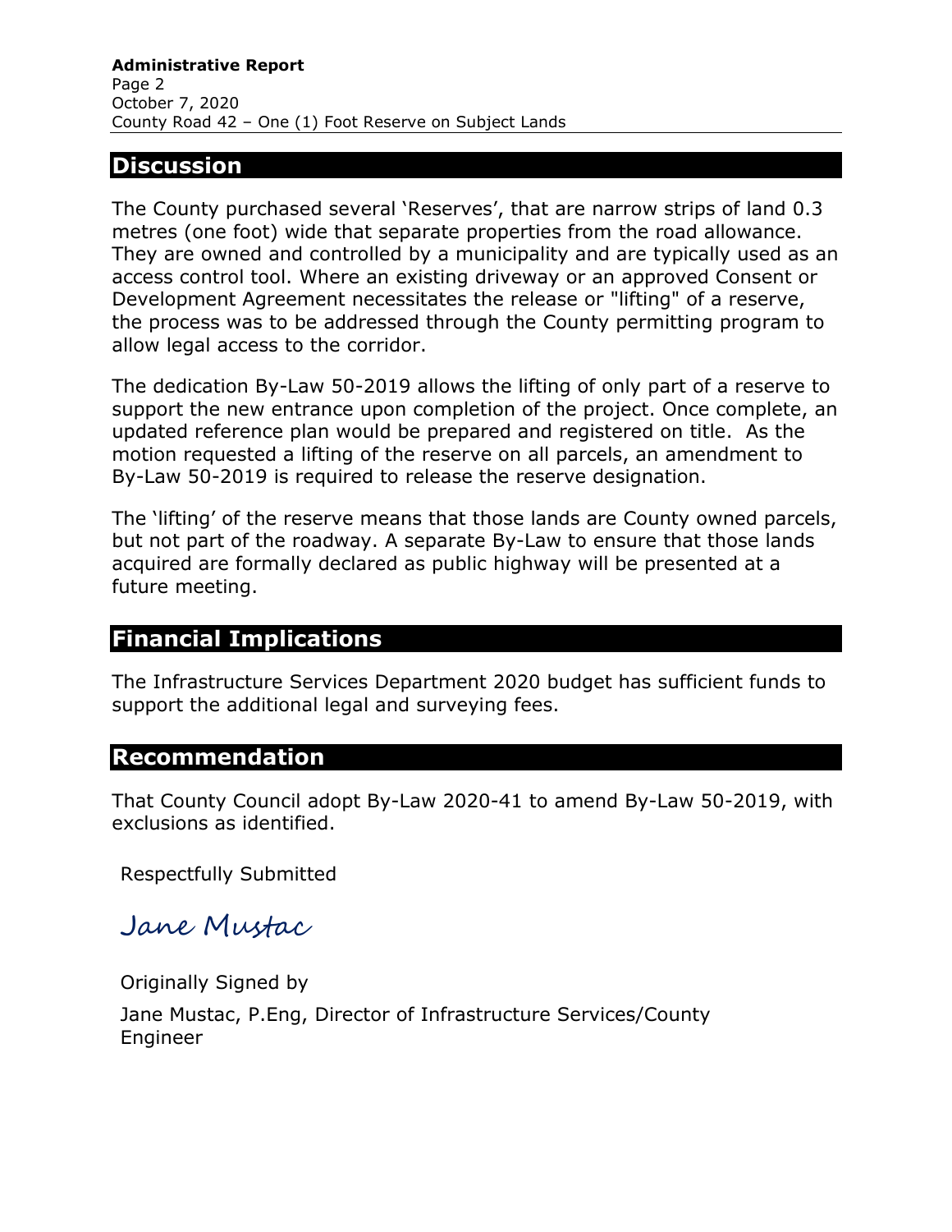## Discussion

The County purchased several 'Reserves', that are narrow strips of land 0.3 metres (one foot) wide that separate properties from the road allowance. They are owned and controlled by a municipality and are typically used as an access control tool. Where an existing driveway or an approved Consent or Development Agreement necessitates the release or "lifting" of a reserve, the process was to be addressed through the County permitting program to allow legal access to the corridor.

The dedication By-Law 50-2019 allows the lifting of only part of a reserve to support the new entrance upon completion of the project. Once complete, an updated reference plan would be prepared and registered on title. As the motion requested a lifting of the reserve on all parcels, an amendment to By-Law 50-2019 is required to release the reserve designation.

The 'lifting' of the reserve means that those lands are County owned parcels, but not part of the roadway. A separate By-Law to ensure that those lands acquired are formally declared as public highway will be presented at a future meeting.

## Financial Implications

The Infrastructure Services Department 2020 budget has sufficient funds to support the additional legal and surveying fees.

## Recommendation

That County Council adopt By-Law 2020-41 to amend By-Law 50-2019, with exclusions as identified.

Respectfully Submitted

*Jane Mustac*

Originally Signed by

Jane Mustac, P.Eng, Director of Infrastructure Services/County Engineer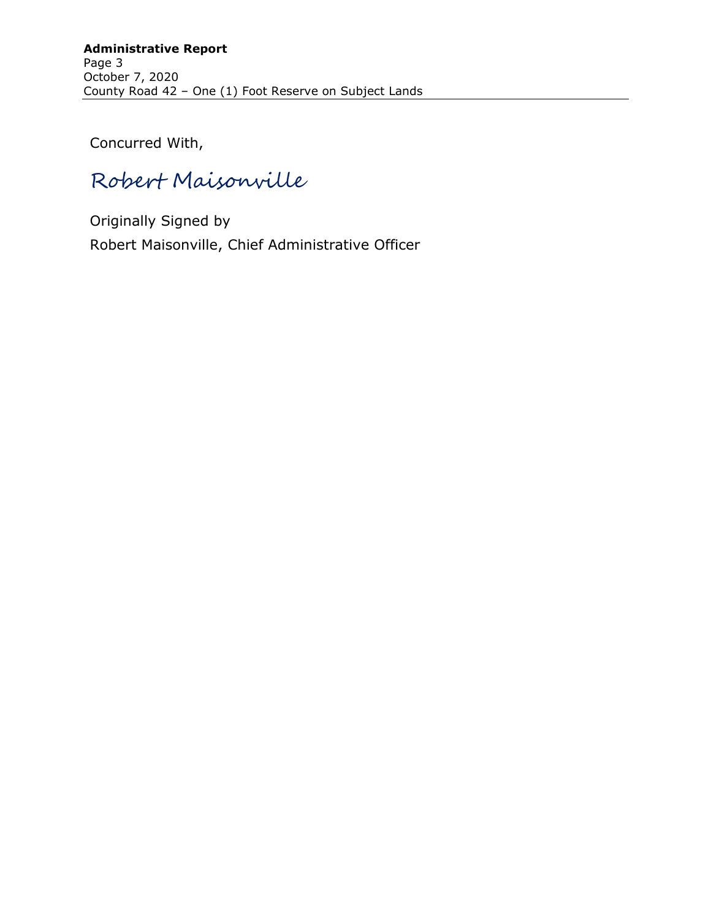Concurred With,

Robert Maisonville

Originally Signed by

Robert Maisonville, Chief Administrative Officer